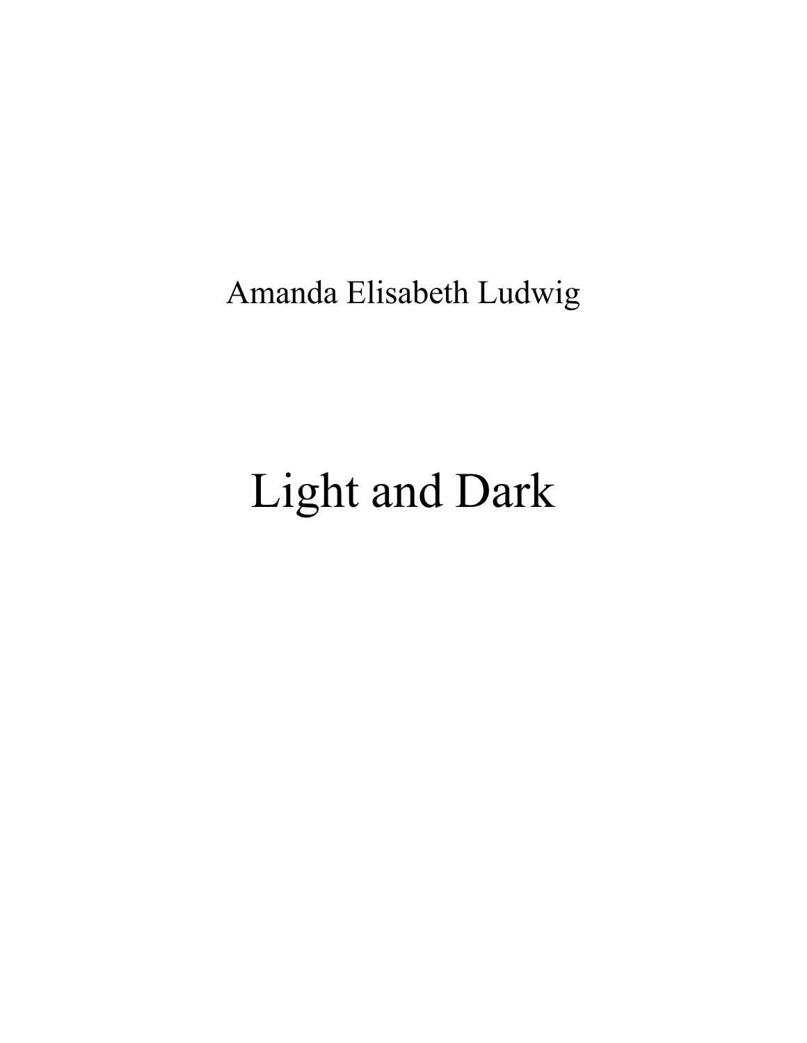Amanda Elisabeth Ludwig

# Light and Dark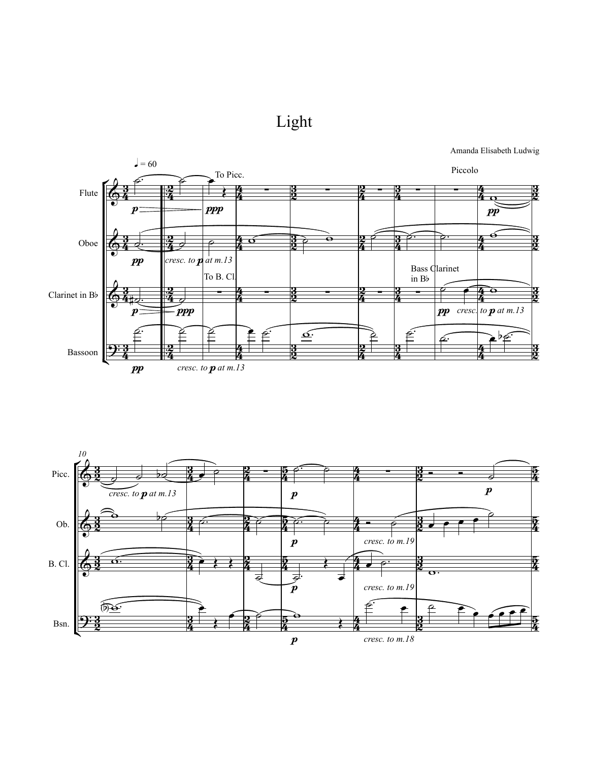# Light

Amanda Elisabeth Ludwig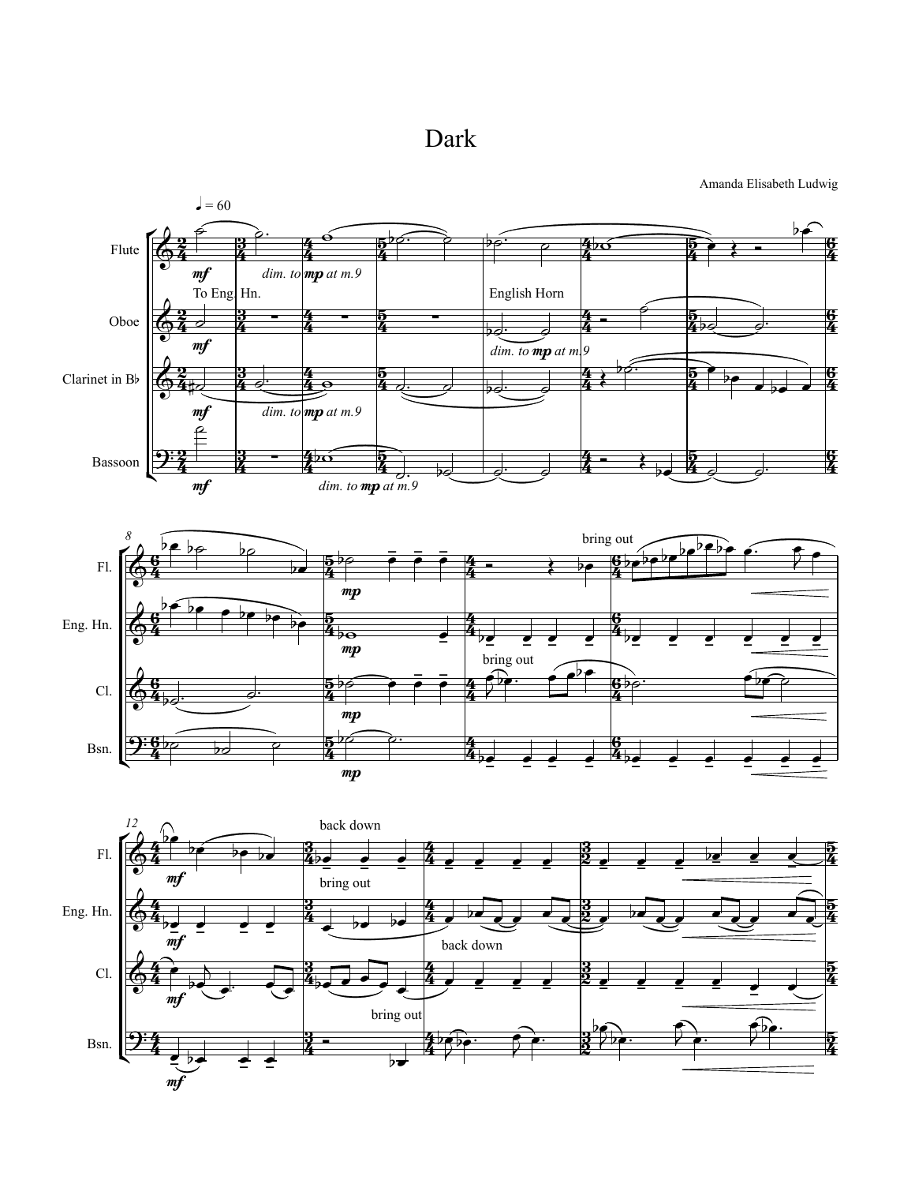# Dark

Amanda Elisabeth Ludwig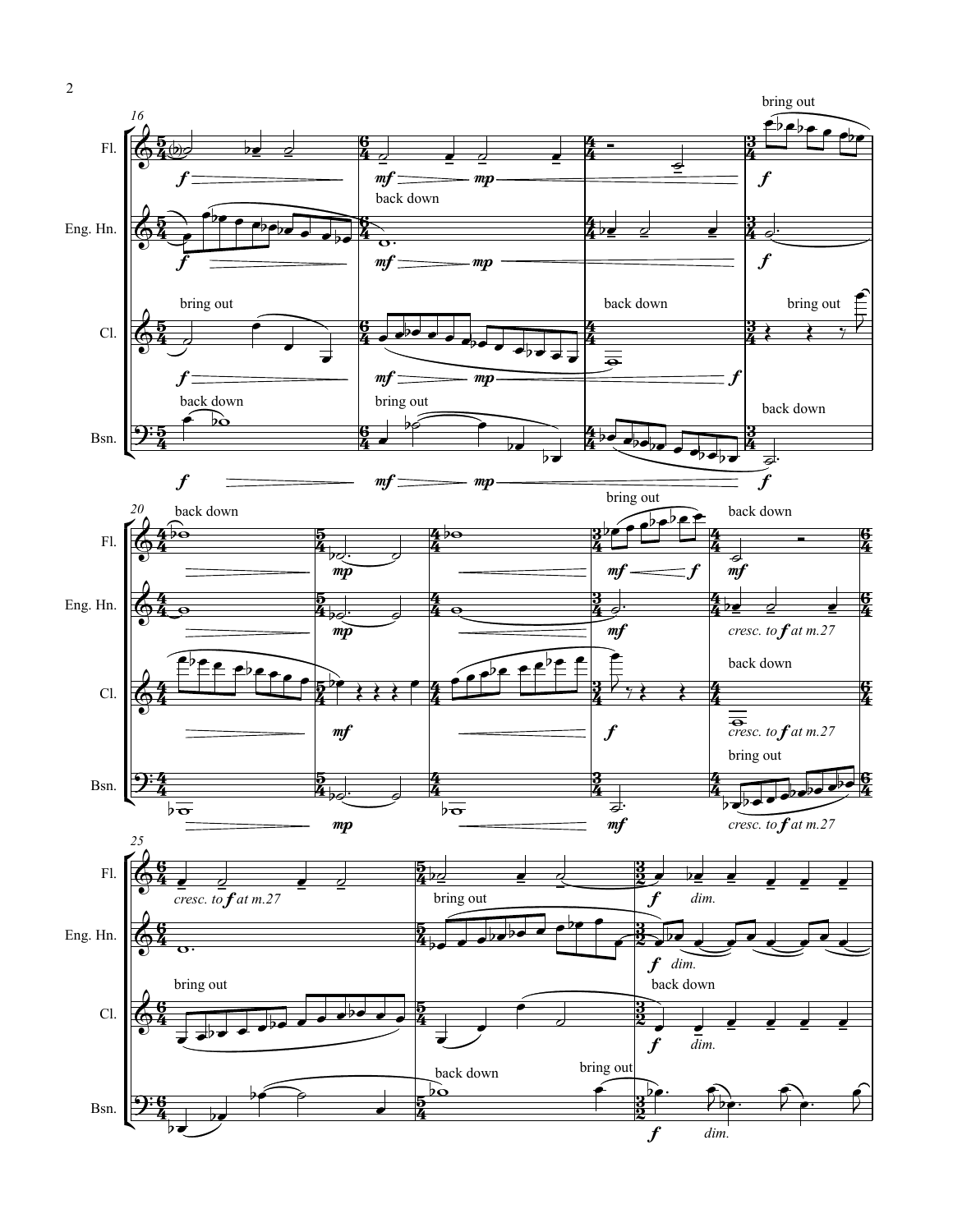Fl.

Eng. Hn.

Cl.

Bsn.

bring out

back down

*cresc. to* **f** *at m.27*

*dim.*